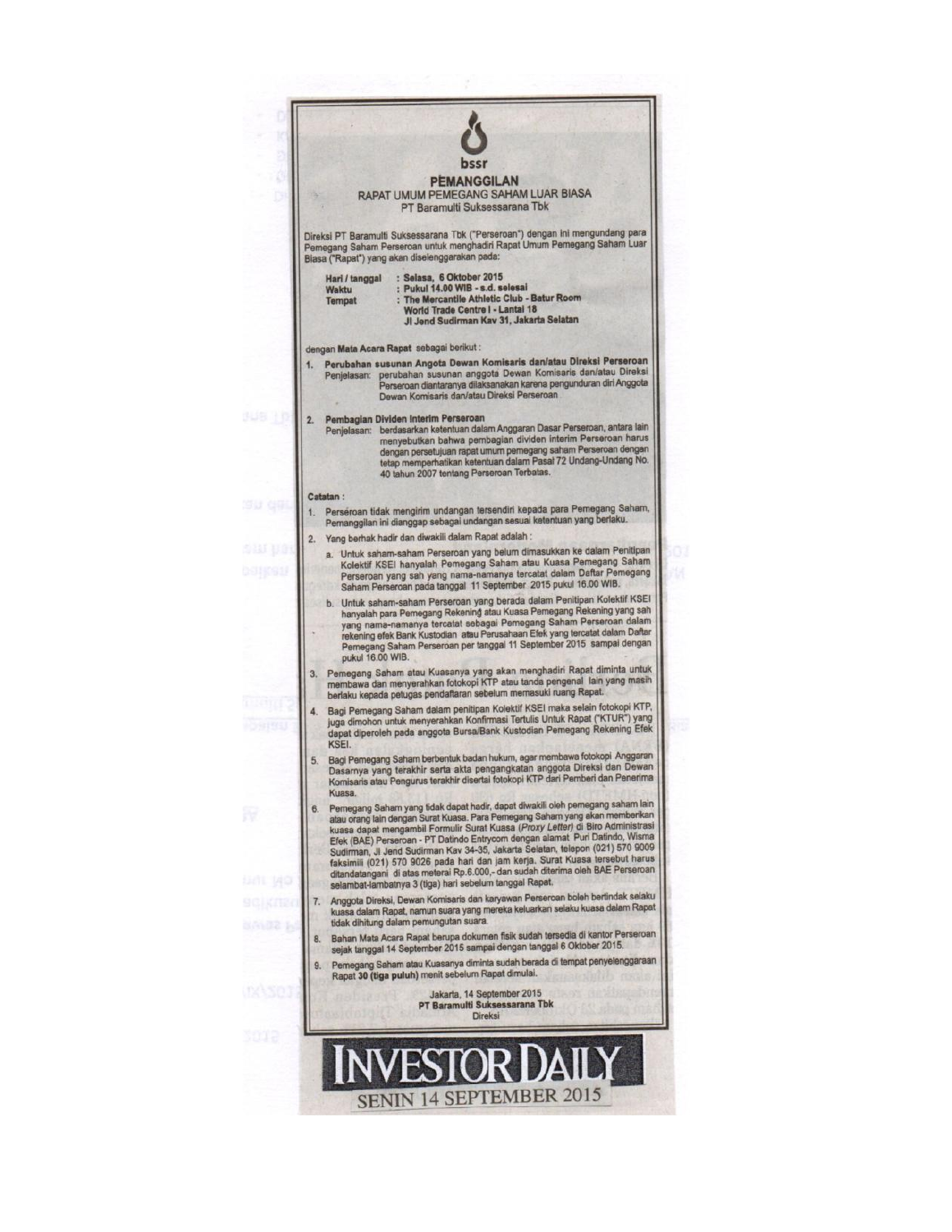bssr

# PEMANGGILAN

## RAPAT UMUM PEMEGANG SAHAM LUAR BIASA

### PT Baramulti Suksessarana Tbk

Direksi PT Baramulti Suksessarana Tbk ("Perseroan") dengan ini mengundang para Pemegang Saham Perseroan untuk menghadiri Rapat Umum Pemegang Saham Luar Biasa ("Rapat") yang akan diselenggarakan pada:

| | |
|---|---|
| **Hari / tanggal** | : **Selasa, 6 Oktober 2015** |
| **Waktu** | : **Pukul 14.00 WIB - s.d. selesai** |
| **Tempat** | : **The Mercantile Athletic Club - Batur Room World Trade Centre I - Lantai 18 Jl Jend Sudirman Kav 31, Jakarta Selatan** |

dengan **Mata Acara Rapat** sebagai berikut :

1. **Perubahan susunan Angota Dewan Komisaris dan/atau Direksi Perseroan**
   Penjelasan: perubahan susunan anggota Dewan Komisaris dan/atau Direksi Perseroan diantaranya dilaksanakan karena pengunduran diri Anggota Dewan Komisaris dan/atau Direksi Perseroan

2. **Pembagian Dividen Interim Perseroan**
   Penjelasan: berdasarkan ketentuan dalam Anggaran Dasar Perseroan, antara lain menyebutkan bahwa pembagian dividen interim Perseroan harus dengan persetujuan rapat umum pemegang saham Perseroan dengan tetap memperhatikan ketentuan dalam Pasal 72 Undang-Undang No. 40 tahun 2007 tentang Perseroan Terbatas.

**Catatan :**

1. Perseroan tidak mengirim undangan tersendiri kepada para Pemegang Saham, Pemanggilan ini dianggap sebagai undangan sesuai ketentuan yang berlaku.
2. Yang berhak hadir dan diwakili dalam Rapat adalah :
   a. Untuk saham-saham Perseroan yang belum dimasukkan ke dalam Penitipan Kolektif KSEI hanyalah Pemegang Saham atau Kuasa Pemegang Saham Perseroan yang sah yang nama-namanya tercatat dalam Daftar Pemegang Saham Perseroan pada tanggal 11 September 2015 pukul 16.00 WIB.
   b. Untuk saham-saham Perseroan yang berada dalam Penitipan Kolektif KSEI hanyalah para Pemegang Rekening atau Kuasa Pemegang Rekening yang sah yang nama-namanya tercatat sebagai Pemegang Saham Perseroan dalam rekening efek Bank Kustodian atau Perusahaan Efek yang tercatat dalam Daftar Pemegang Saham Perseroan per tanggal 11 September 2015 sampai dengan pukul 16.00 WIB.
3. Pemegang Saham atau Kuasanya yang akan menghadiri Rapat diminta untuk membawa dan menyerahkan fotokopi KTP atau tanda pengenal lain yang masih berlaku kepada petugas pendaftaran sebelum memasuki ruang Rapat.
4. Bagi Pemegang Saham dalam penitipan Kolektif KSEI maka selain fotokopi KTP, juga dimohon untuk menyerahkan Konfirmasi Tertulis Untuk Rapat ("KTUR") yang dapat diperoleh pada anggota Bursa/Bank Kustodian Pemegang Rekening Efek KSEI.
5. Bagi Pemegang Saham berbentuk badan hukum, agar membawa fotokopi Anggaran Dasarnya yang terakhir serta akta pengangkatan anggota Direksi dan Dewan Komisaris atau Pengurus terakhir disertai fotokopi KTP dari Pemberi dan Penerima Kuasa.
6. Pemegang Saham yang tidak dapat hadir, dapat diwakili oleh pemegang saham lain atau orang lain dengan Surat Kuasa. Para Pemegang Saham yang akan memberikan kuasa dapat mengambil Formulir Surat Kuasa (*Proxy Letter*) di Biro Administrasi Efek (BAE) Perseroan - PT Datindo Entrycom dengan alamat Puri Datindo, Wisma Sudirman, Jl Jend Sudirman Kav 34-35, Jakarta Selatan, telepon (021) 570 9009 faksimili (021) 570 9026 pada hari dan jam kerja. Surat Kuasa tersebut harus ditandatangani di atas meterai Rp.6.000,- dan sudah diterima oleh BAE Perseroan selambat-lambatnya 3 (tiga) hari sebelum tanggal Rapat.
7. Anggota Direksi, Dewan Komisaris dan karyawan Perseroan boleh bertindak selaku kuasa dalam Rapat, namun suara yang mereka keluarkan selaku kuasa dalam Rapat tidak dihitung dalam pemungutan suara.
8. Bahan Mata Acara Rapat berupa dokumen fisik sudah tersedia di kantor Perseroan sejak tanggal 14 September 2015 sampai dengan tanggal 6 Oktober 2015.
9. Pemegang Saham atau Kuasanya diminta sudah berada di tempat penyelenggaraan Rapat **30 (tiga puluh)** menit sebelum Rapat dimulai.

Jakarta, 14 September 2015
**PT Baramulti Suksessarana Tbk**
Direksi

INVESTOR DAILY
SENIN 14 SEPTEMBER 2015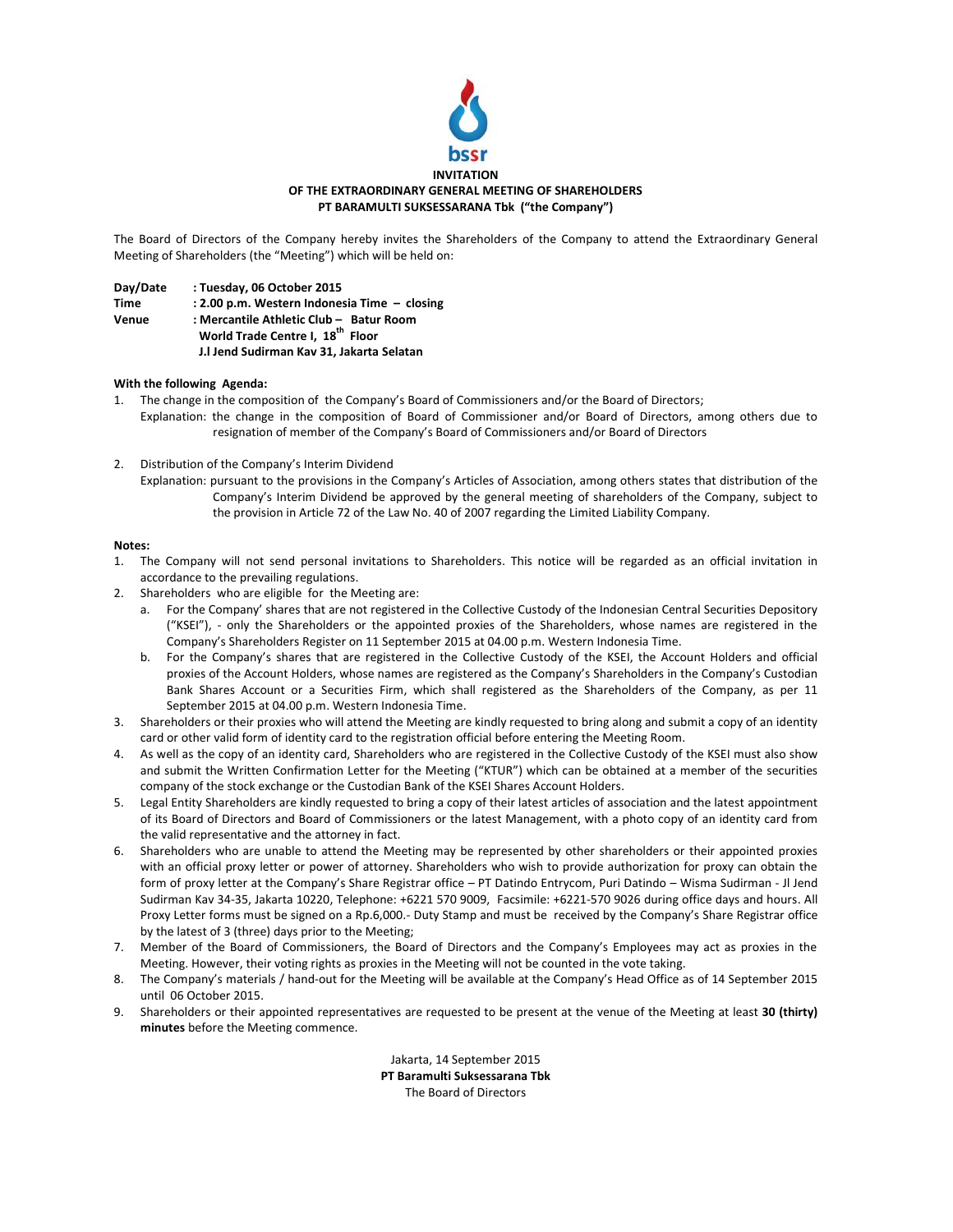bssr

**INVITATION**
**OF THE EXTRAORDINARY GENERAL MEETING OF SHAREHOLDERS**
**PT BARAMULTI SUKSESSARANA Tbk ("the Company")**

The Board of Directors of the Company hereby invites the Shareholders of the Company to attend the Extraordinary General Meeting of Shareholders (the "Meeting") which will be held on:

**Day/Date : Tuesday, 06 October 2015**
**Time : 2.00 p.m. Western Indonesia Time – closing**
**Venue : Mercantile Athletic Club – Batur Room**
**World Trade Centre I, 18th Floor**
**J.l Jend Sudirman Kav 31, Jakarta Selatan**

**With the following Agenda:**

1. The change in the composition of the Company's Board of Commissioners and/or the Board of Directors;
   Explanation: the change in the composition of Board of Commissioner and/or Board of Directors, among others due to resignation of member of the Company's Board of Commissioners and/or Board of Directors

2. Distribution of the Company's Interim Dividend
   Explanation: pursuant to the provisions in the Company's Articles of Association, among others states that distribution of the Company's Interim Dividend be approved by the general meeting of shareholders of the Company, subject to the provision in Article 72 of the Law No. 40 of 2007 regarding the Limited Liability Company.

**Notes:**

1. The Company will not send personal invitations to Shareholders. This notice will be regarded as an official invitation in accordance to the prevailing regulations.
2. Shareholders who are eligible for the Meeting are:
   a. For the Company' shares that are not registered in the Collective Custody of the Indonesian Central Securities Depository ("KSEI"), - only the Shareholders or the appointed proxies of the Shareholders, whose names are registered in the Company's Shareholders Register on 11 September 2015 at 04.00 p.m. Western Indonesia Time.
   b. For the Company's shares that are registered in the Collective Custody of the KSEI, the Account Holders and official proxies of the Account Holders, whose names are registered as the Company's Shareholders in the Company's Custodian Bank Shares Account or a Securities Firm, which shall registered as the Shareholders of the Company, as per 11 September 2015 at 04.00 p.m. Western Indonesia Time.
3. Shareholders or their proxies who will attend the Meeting are kindly requested to bring along and submit a copy of an identity card or other valid form of identity card to the registration official before entering the Meeting Room.
4. As well as the copy of an identity card, Shareholders who are registered in the Collective Custody of the KSEI must also show and submit the Written Confirmation Letter for the Meeting ("KTUR") which can be obtained at a member of the securities company of the stock exchange or the Custodian Bank of the KSEI Shares Account Holders.
5. Legal Entity Shareholders are kindly requested to bring a copy of their latest articles of association and the latest appointment of its Board of Directors and Board of Commissioners or the latest Management, with a photo copy of an identity card from the valid representative and the attorney in fact.
6. Shareholders who are unable to attend the Meeting may be represented by other shareholders or their appointed proxies with an official proxy letter or power of attorney. Shareholders who wish to provide authorization for proxy can obtain the form of proxy letter at the Company's Share Registrar office – PT Datindo Entrycom, Puri Datindo – Wisma Sudirman - Jl Jend Sudirman Kav 34-35, Jakarta 10220, Telephone: +6221 570 9009, Facsimile: +6221-570 9026 during office days and hours. All Proxy Letter forms must be signed on a Rp.6,000.- Duty Stamp and must be received by the Company's Share Registrar office by the latest of 3 (three) days prior to the Meeting;
7. Member of the Board of Commissioners, the Board of Directors and the Company's Employees may act as proxies in the Meeting. However, their voting rights as proxies in the Meeting will not be counted in the vote taking.
8. The Company's materials / hand-out for the Meeting will be available at the Company's Head Office as of 14 September 2015 until 06 October 2015.
9. Shareholders or their appointed representatives are requested to be present at the venue of the Meeting at least **30 (thirty) minutes** before the Meeting commence.

Jakarta, 14 September 2015
**PT Baramulti Suksessarana Tbk**
The Board of Directors